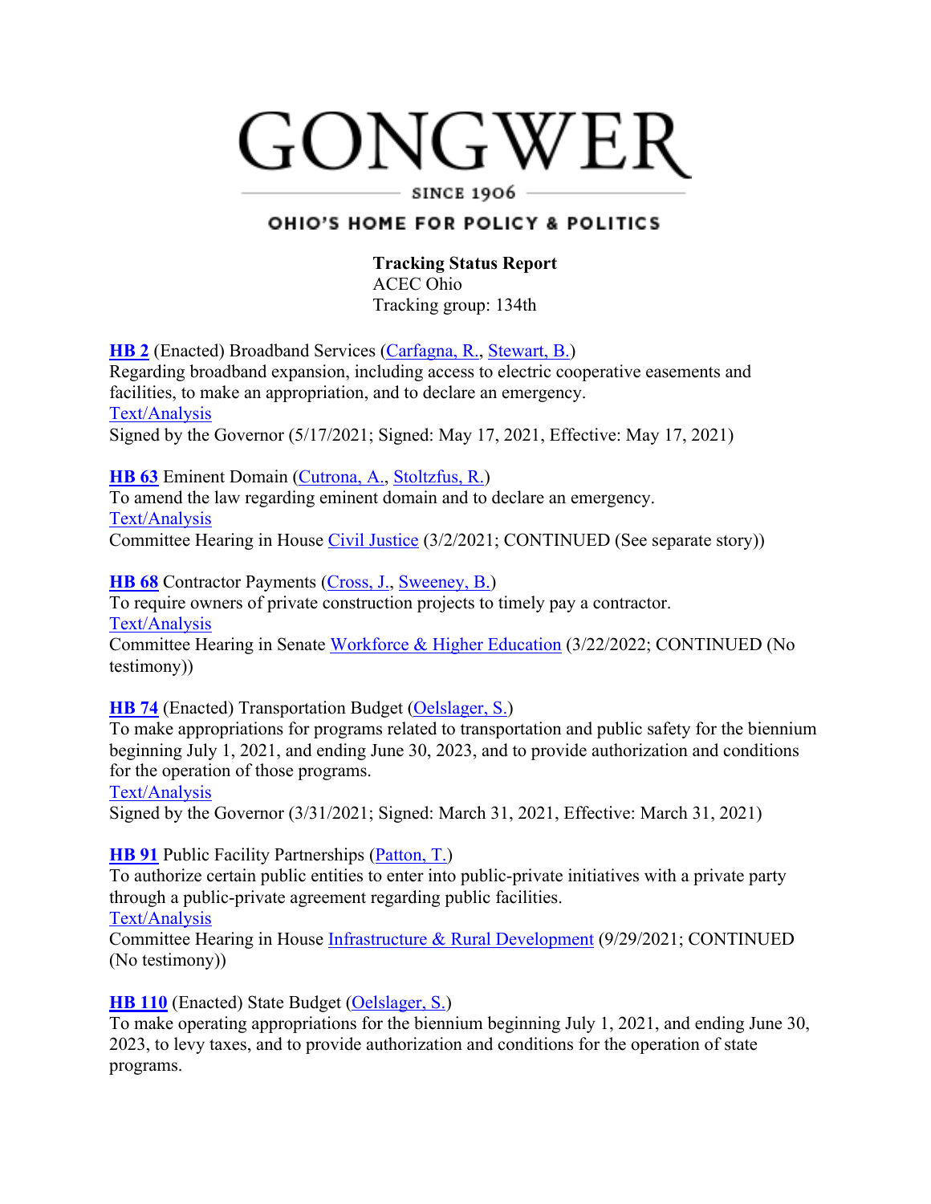# GONGWER

SINCE 1906

OHIO'S HOME FOR POLICY & POLITICS

**Tracking Status Report**
ACEC Ohio
Tracking group: 134th

**HB 2** (Enacted) Broadband Services (Carfagna, R., Stewart, B.)
Regarding broadband expansion, including access to electric cooperative easements and facilities, to make an appropriation, and to declare an emergency.
Text/Analysis
Signed by the Governor (5/17/2021; Signed: May 17, 2021, Effective: May 17, 2021)

**HB 63** Eminent Domain (Cutrona, A., Stoltzfus, R.)
To amend the law regarding eminent domain and to declare an emergency.
Text/Analysis
Committee Hearing in House Civil Justice (3/2/2021; CONTINUED (See separate story))

**HB 68** Contractor Payments (Cross, J., Sweeney, B.)
To require owners of private construction projects to timely pay a contractor.
Text/Analysis
Committee Hearing in Senate Workforce & Higher Education (3/22/2022; CONTINUED (No testimony))

**HB 74** (Enacted) Transportation Budget (Oelslager, S.)
To make appropriations for programs related to transportation and public safety for the biennium beginning July 1, 2021, and ending June 30, 2023, and to provide authorization and conditions for the operation of those programs.
Text/Analysis
Signed by the Governor (3/31/2021; Signed: March 31, 2021, Effective: March 31, 2021)

**HB 91** Public Facility Partnerships (Patton, T.)
To authorize certain public entities to enter into public-private initiatives with a private party through a public-private agreement regarding public facilities.
Text/Analysis
Committee Hearing in House Infrastructure & Rural Development (9/29/2021; CONTINUED (No testimony))

**HB 110** (Enacted) State Budget (Oelslager, S.)
To make operating appropriations for the biennium beginning July 1, 2021, and ending June 30, 2023, to levy taxes, and to provide authorization and conditions for the operation of state programs.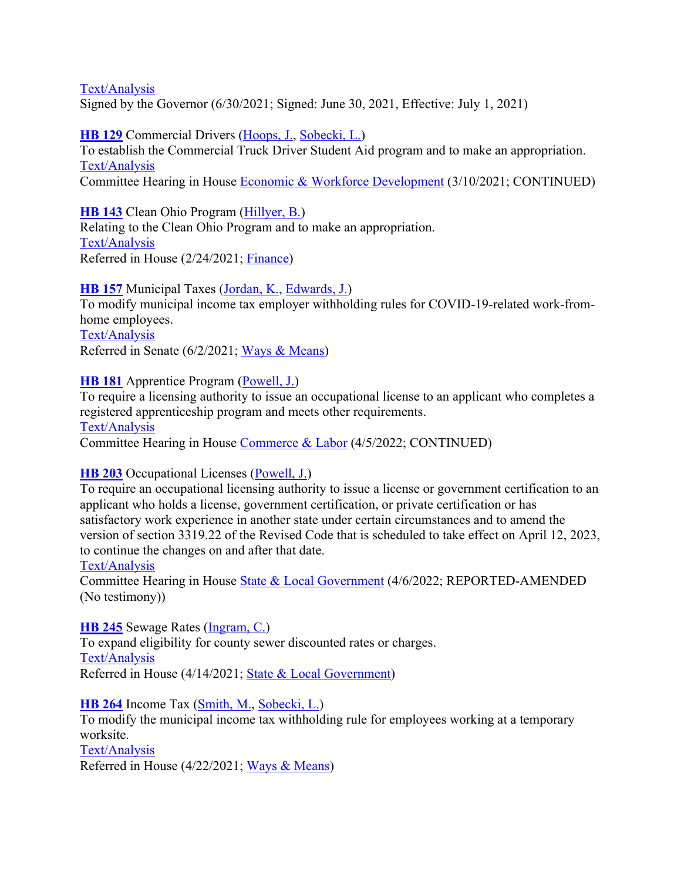[Text/Analysis](#)
Signed by the Governor (6/30/2021; Signed: June 30, 2021, Effective: July 1, 2021)

**[HB 129](#)** Commercial Drivers ([Hoops, J.](#), [Sobecki, L.](#))
To establish the Commercial Truck Driver Student Aid program and to make an appropriation.
[Text/Analysis](#)
Committee Hearing in House [Economic & Workforce Development](#) (3/10/2021; CONTINUED)

**[HB 143](#)** Clean Ohio Program ([Hillyer, B.](#))
Relating to the Clean Ohio Program and to make an appropriation.
[Text/Analysis](#)
Referred in House (2/24/2021; [Finance](#))

**[HB 157](#)** Municipal Taxes ([Jordan, K.](#), [Edwards, J.](#))
To modify municipal income tax employer withholding rules for COVID-19-related work-from-home employees.
[Text/Analysis](#)
Referred in Senate (6/2/2021; [Ways & Means](#))

**[HB 181](#)** Apprentice Program ([Powell, J.](#))
To require a licensing authority to issue an occupational license to an applicant who completes a registered apprenticeship program and meets other requirements.
[Text/Analysis](#)
Committee Hearing in House [Commerce & Labor](#) (4/5/2022; CONTINUED)

**[HB 203](#)** Occupational Licenses ([Powell, J.](#))
To require an occupational licensing authority to issue a license or government certification to an applicant who holds a license, government certification, or private certification or has satisfactory work experience in another state under certain circumstances and to amend the version of section 3319.22 of the Revised Code that is scheduled to take effect on April 12, 2023, to continue the changes on and after that date.
[Text/Analysis](#)
Committee Hearing in House [State & Local Government](#) (4/6/2022; REPORTED-AMENDED (No testimony))

**[HB 245](#)** Sewage Rates ([Ingram, C.](#))
To expand eligibility for county sewer discounted rates or charges.
[Text/Analysis](#)
Referred in House (4/14/2021; [State & Local Government](#))

**[HB 264](#)** Income Tax ([Smith, M.](#), [Sobecki, L.](#))
To modify the municipal income tax withholding rule for employees working at a temporary worksite.
[Text/Analysis](#)
Referred in House (4/22/2021; [Ways & Means](#))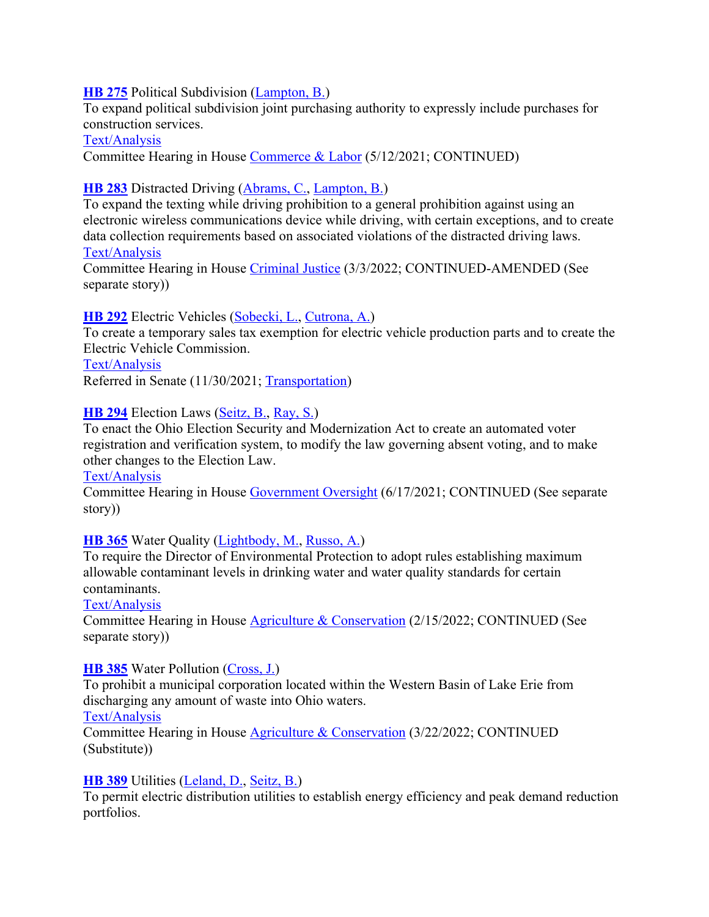**HB 275** Political Subdivision (Lampton, B.)
To expand political subdivision joint purchasing authority to expressly include purchases for construction services.
Text/Analysis
Committee Hearing in House Commerce & Labor (5/12/2021; CONTINUED)

**HB 283** Distracted Driving (Abrams, C., Lampton, B.)
To expand the texting while driving prohibition to a general prohibition against using an electronic wireless communications device while driving, with certain exceptions, and to create data collection requirements based on associated violations of the distracted driving laws.
Text/Analysis
Committee Hearing in House Criminal Justice (3/3/2022; CONTINUED-AMENDED (See separate story))

**HB 292** Electric Vehicles (Sobecki, L., Cutrona, A.)
To create a temporary sales tax exemption for electric vehicle production parts and to create the Electric Vehicle Commission.
Text/Analysis
Referred in Senate (11/30/2021; Transportation)

**HB 294** Election Laws (Seitz, B., Ray, S.)
To enact the Ohio Election Security and Modernization Act to create an automated voter registration and verification system, to modify the law governing absent voting, and to make other changes to the Election Law.
Text/Analysis
Committee Hearing in House Government Oversight (6/17/2021; CONTINUED (See separate story))

**HB 365** Water Quality (Lightbody, M., Russo, A.)
To require the Director of Environmental Protection to adopt rules establishing maximum allowable contaminant levels in drinking water and water quality standards for certain contaminants.
Text/Analysis
Committee Hearing in House Agriculture & Conservation (2/15/2022; CONTINUED (See separate story))

**HB 385** Water Pollution (Cross, J.)
To prohibit a municipal corporation located within the Western Basin of Lake Erie from discharging any amount of waste into Ohio waters.
Text/Analysis
Committee Hearing in House Agriculture & Conservation (3/22/2022; CONTINUED (Substitute))

**HB 389** Utilities (Leland, D., Seitz, B.)
To permit electric distribution utilities to establish energy efficiency and peak demand reduction portfolios.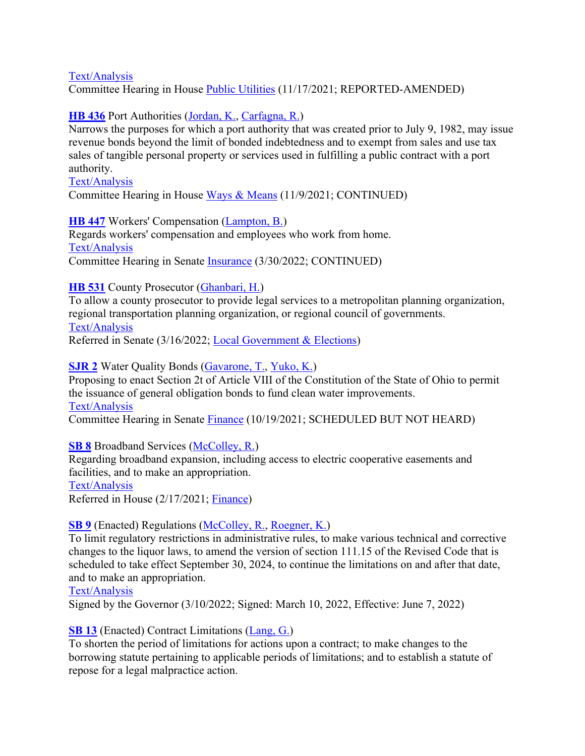Text/Analysis

Committee Hearing in House Public Utilities (11/17/2021; REPORTED-AMENDED)

**HB 436** Port Authorities (Jordan, K., Carfagna, R.)

Narrows the purposes for which a port authority that was created prior to July 9, 1982, may issue revenue bonds beyond the limit of bonded indebtedness and to exempt from sales and use tax sales of tangible personal property or services used in fulfilling a public contract with a port authority.

Text/Analysis

Committee Hearing in House Ways & Means (11/9/2021; CONTINUED)

**HB 447** Workers' Compensation (Lampton, B.)

Regards workers' compensation and employees who work from home.

Text/Analysis

Committee Hearing in Senate Insurance (3/30/2022; CONTINUED)

**HB 531** County Prosecutor (Ghanbari, H.)

To allow a county prosecutor to provide legal services to a metropolitan planning organization, regional transportation planning organization, or regional council of governments.

Text/Analysis

Referred in Senate (3/16/2022; Local Government & Elections)

**SJR 2** Water Quality Bonds (Gavarone, T., Yuko, K.)

Proposing to enact Section 2t of Article VIII of the Constitution of the State of Ohio to permit the issuance of general obligation bonds to fund clean water improvements.

Text/Analysis

Committee Hearing in Senate Finance (10/19/2021; SCHEDULED BUT NOT HEARD)

**SB 8** Broadband Services (McColley, R.)

Regarding broadband expansion, including access to electric cooperative easements and facilities, and to make an appropriation.

Text/Analysis

Referred in House (2/17/2021; Finance)

**SB 9** (Enacted) Regulations (McColley, R., Roegner, K.)

To limit regulatory restrictions in administrative rules, to make various technical and corrective changes to the liquor laws, to amend the version of section 111.15 of the Revised Code that is scheduled to take effect September 30, 2024, to continue the limitations on and after that date, and to make an appropriation.

Text/Analysis

Signed by the Governor (3/10/2022; Signed: March 10, 2022, Effective: June 7, 2022)

**SB 13** (Enacted) Contract Limitations (Lang, G.)

To shorten the period of limitations for actions upon a contract; to make changes to the borrowing statute pertaining to applicable periods of limitations; and to establish a statute of repose for a legal malpractice action.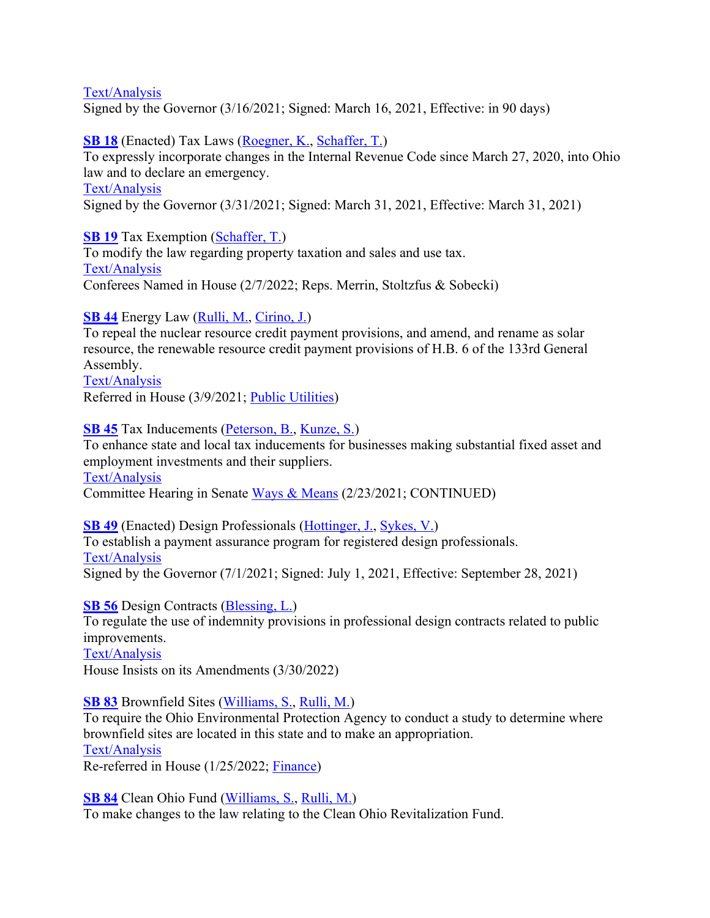[Text/Analysis](#)
Signed by the Governor (3/16/2021; Signed: March 16, 2021, Effective: in 90 days)

**[SB 18](#)** (Enacted) Tax Laws ([Roegner, K.](#), [Schaffer, T.](#))
To expressly incorporate changes in the Internal Revenue Code since March 27, 2020, into Ohio law and to declare an emergency.
[Text/Analysis](#)
Signed by the Governor (3/31/2021; Signed: March 31, 2021, Effective: March 31, 2021)

**[SB 19](#)** Tax Exemption ([Schaffer, T.](#))
To modify the law regarding property taxation and sales and use tax.
[Text/Analysis](#)
Conferees Named in House (2/7/2022; Reps. Merrin, Stoltzfus & Sobecki)

**[SB 44](#)** Energy Law ([Rulli, M.](#), [Cirino, J.](#))
To repeal the nuclear resource credit payment provisions, and amend, and rename as solar resource, the renewable resource credit payment provisions of H.B. 6 of the 133rd General Assembly.
[Text/Analysis](#)
Referred in House (3/9/2021; [Public Utilities](#))

**[SB 45](#)** Tax Inducements ([Peterson, B.](#), [Kunze, S.](#))
To enhance state and local tax inducements for businesses making substantial fixed asset and employment investments and their suppliers.
[Text/Analysis](#)
Committee Hearing in Senate [Ways & Means](#) (2/23/2021; CONTINUED)

**[SB 49](#)** (Enacted) Design Professionals ([Hottinger, J.](#), [Sykes, V.](#))
To establish a payment assurance program for registered design professionals.
[Text/Analysis](#)
Signed by the Governor (7/1/2021; Signed: July 1, 2021, Effective: September 28, 2021)

**[SB 56](#)** Design Contracts ([Blessing, L.](#))
To regulate the use of indemnity provisions in professional design contracts related to public improvements.
[Text/Analysis](#)
House Insists on its Amendments (3/30/2022)

**[SB 83](#)** Brownfield Sites ([Williams, S.](#), [Rulli, M.](#))
To require the Ohio Environmental Protection Agency to conduct a study to determine where brownfield sites are located in this state and to make an appropriation.
[Text/Analysis](#)
Re-referred in House (1/25/2022; [Finance](#))

**[SB 84](#)** Clean Ohio Fund ([Williams, S.](#), [Rulli, M.](#))
To make changes to the law relating to the Clean Ohio Revitalization Fund.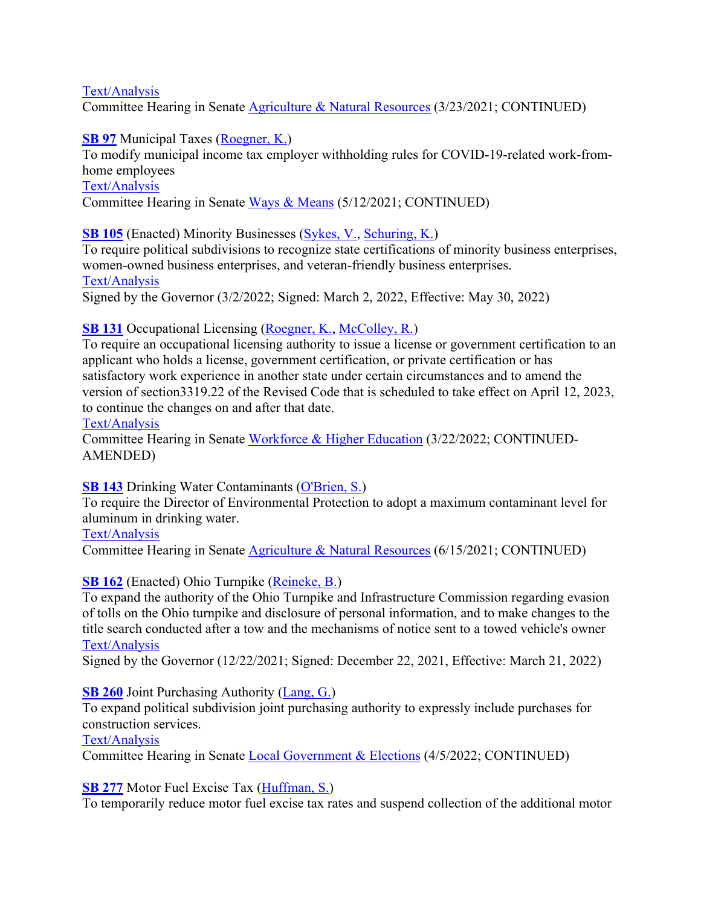Text/Analysis
Committee Hearing in Senate Agriculture & Natural Resources (3/23/2021; CONTINUED)

**SB 97** Municipal Taxes (Roegner, K.)
To modify municipal income tax employer withholding rules for COVID-19-related work-from-home employees
Text/Analysis
Committee Hearing in Senate Ways & Means (5/12/2021; CONTINUED)

**SB 105** (Enacted) Minority Businesses (Sykes, V., Schuring, K.)
To require political subdivisions to recognize state certifications of minority business enterprises, women-owned business enterprises, and veteran-friendly business enterprises.
Text/Analysis
Signed by the Governor (3/2/2022; Signed: March 2, 2022, Effective: May 30, 2022)

**SB 131** Occupational Licensing (Roegner, K., McColley, R.)
To require an occupational licensing authority to issue a license or government certification to an applicant who holds a license, government certification, or private certification or has satisfactory work experience in another state under certain circumstances and to amend the version of section3319.22 of the Revised Code that is scheduled to take effect on April 12, 2023, to continue the changes on and after that date.
Text/Analysis
Committee Hearing in Senate Workforce & Higher Education (3/22/2022; CONTINUED-AMENDED)

**SB 143** Drinking Water Contaminants (O'Brien, S.)
To require the Director of Environmental Protection to adopt a maximum contaminant level for aluminum in drinking water.
Text/Analysis
Committee Hearing in Senate Agriculture & Natural Resources (6/15/2021; CONTINUED)

**SB 162** (Enacted) Ohio Turnpike (Reineke, B.)
To expand the authority of the Ohio Turnpike and Infrastructure Commission regarding evasion of tolls on the Ohio turnpike and disclosure of personal information, and to make changes to the title search conducted after a tow and the mechanisms of notice sent to a towed vehicle's owner
Text/Analysis
Signed by the Governor (12/22/2021; Signed: December 22, 2021, Effective: March 21, 2022)

**SB 260** Joint Purchasing Authority (Lang, G.)
To expand political subdivision joint purchasing authority to expressly include purchases for construction services.
Text/Analysis
Committee Hearing in Senate Local Government & Elections (4/5/2022; CONTINUED)

**SB 277** Motor Fuel Excise Tax (Huffman, S.)
To temporarily reduce motor fuel excise tax rates and suspend collection of the additional motor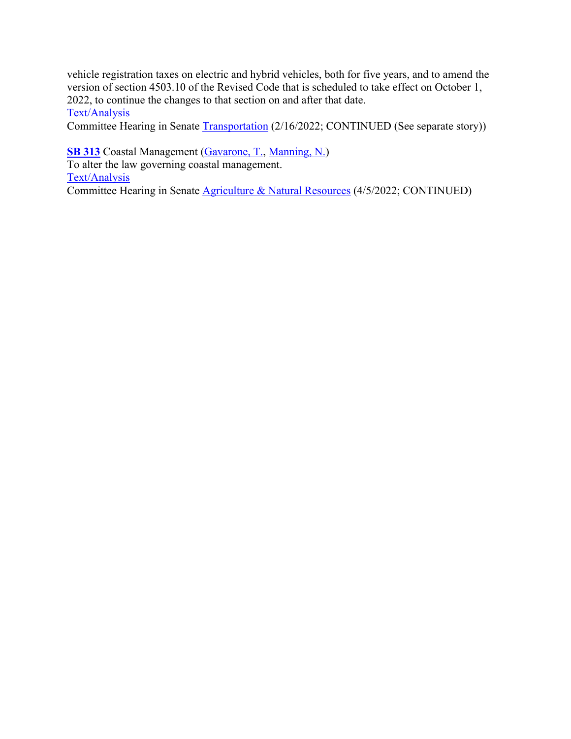vehicle registration taxes on electric and hybrid vehicles, both for five years, and to amend the version of section 4503.10 of the Revised Code that is scheduled to take effect on October 1, 2022, to continue the changes to that section on and after that date.
Text/Analysis
Committee Hearing in Senate Transportation (2/16/2022; CONTINUED (See separate story))

**SB 313** Coastal Management (Gavarone, T., Manning, N.)
To alter the law governing coastal management.
Text/Analysis
Committee Hearing in Senate Agriculture & Natural Resources (4/5/2022; CONTINUED)